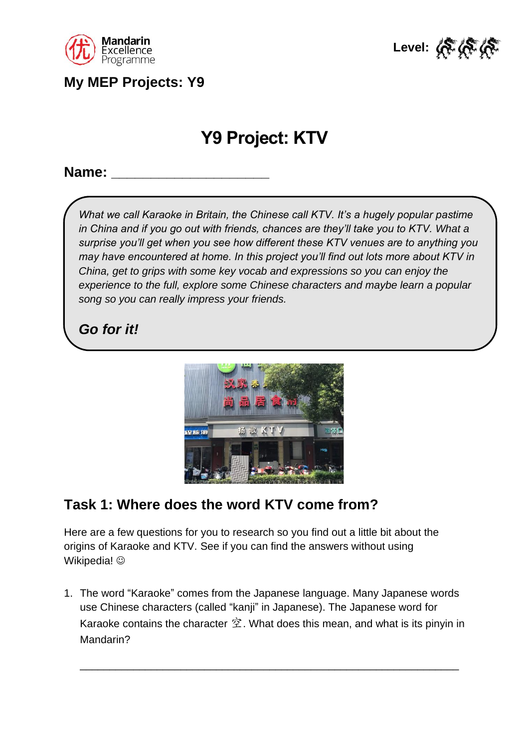Mandarin Excellence Programme

Level:

**My MEP Projects: Y9**

# Y9 Project: KTV

**Name:** ____________________

*What we call Karaoke in Britain, the Chinese call KTV. It's a hugely popular pastime in China and if you go out with friends, chances are they'll take you to KTV. What a surprise you'll get when you see how different these KTV venues are to anything you may have encountered at home. In this project you'll find out lots more about KTV in China, get to grips with some key vocab and expressions so you can enjoy the experience to the full, explore some Chinese characters and maybe learn a popular song so you can really impress your friends.*

***Go for it!***

## Task 1: Where does the word KTV come from?

Here are a few questions for you to research so you find out a little bit about the origins of Karaoke and KTV. See if you can find the answers without using Wikipedia! ☺

1. The word "Karaoke" comes from the Japanese language. Many Japanese words use Chinese characters (called "kanji" in Japanese). The Japanese word for Karaoke contains the character 空. What does this mean, and what is its pinyin in Mandarin?

   ______________________________________________________________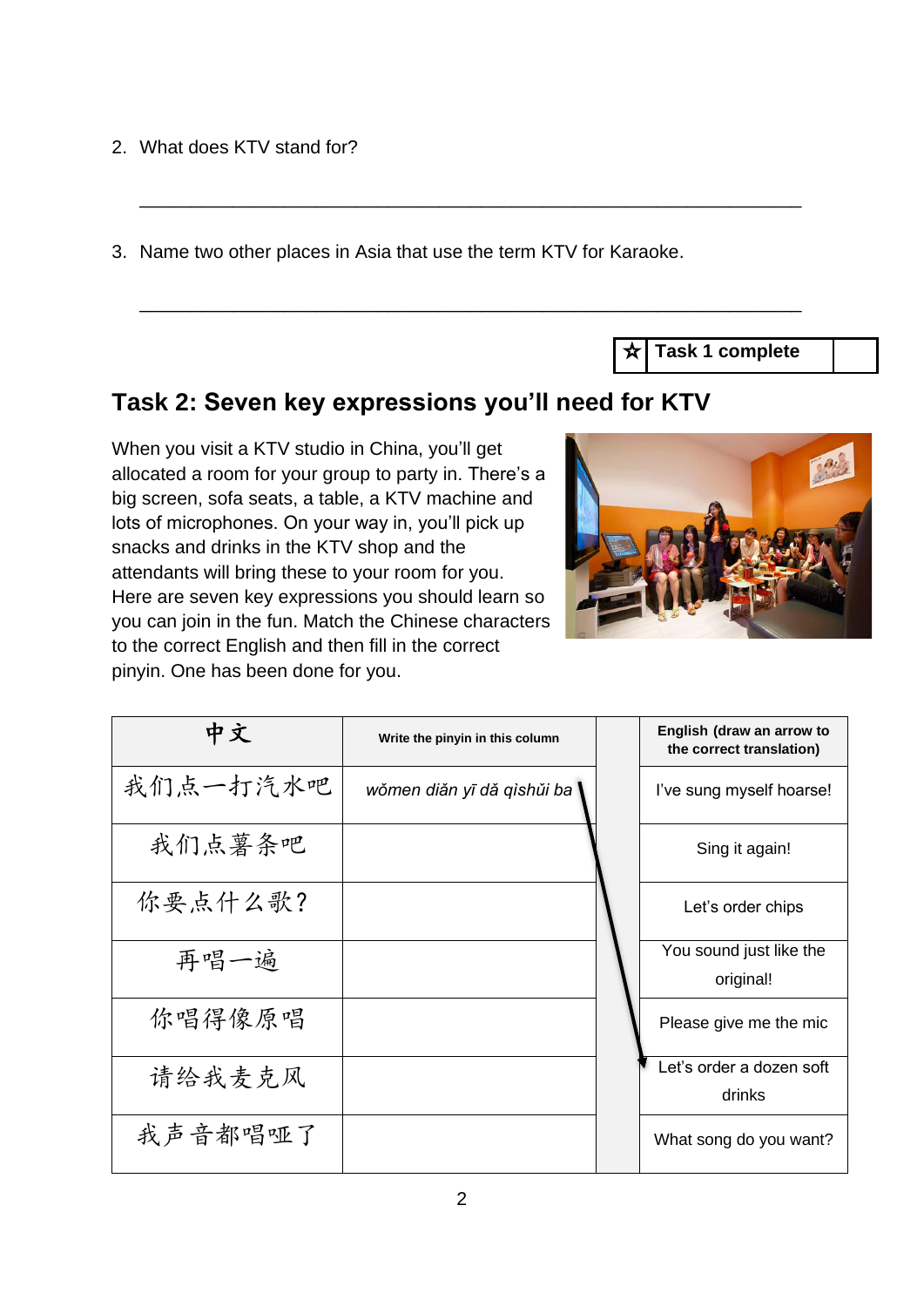2. What does KTV stand for?

_______________________________________________________________

3. Name two other places in Asia that use the term KTV for Karaoke.

_______________________________________________________________

| ☆ | **Task 1 complete** | |
|---|---|---|

## Task 2: Seven key expressions you'll need for KTV

When you visit a KTV studio in China, you'll get allocated a room for your group to party in. There's a big screen, sofa seats, a table, a KTV machine and lots of microphones. On your way in, you'll pick up snacks and drinks in the KTV shop and the attendants will bring these to your room for you. Here are seven key expressions you should learn so you can join in the fun. Match the Chinese characters to the correct English and then fill in the correct pinyin. One has been done for you.

| 中文 | Write the pinyin in this column | | English (draw an arrow to the correct translation) |
|---|---|---|---|
| 我们点一打汽水吧 | *wǒmen diǎn yī dǎ qìshǔi ba* | | I've sung myself hoarse! |
| 我们点薯条吧 | | | Sing it again! |
| 你要点什么歌? | | | Let's order chips |
| 再唱一遍 | | | You sound just like the original! |
| 你唱得像原唱 | | | Please give me the mic |
| 请给我麦克风 | | | Let's order a dozen soft drinks |
| 我声音都唱哑了 | | | What song do you want? |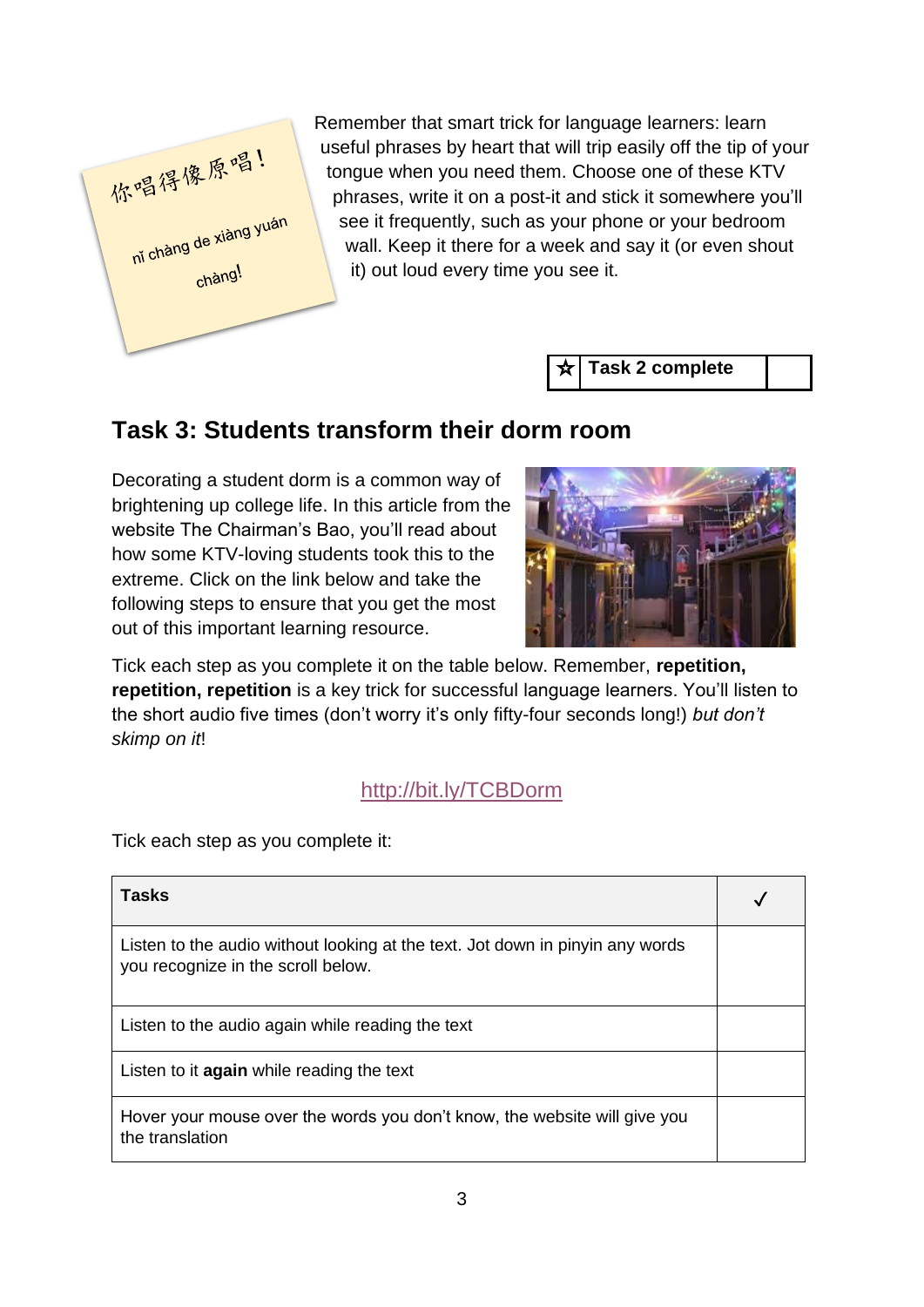你唱得像原唱！

nǐ chàng de xiàng yuán chàng!

Remember that smart trick for language learners: learn useful phrases by heart that will trip easily off the tip of your tongue when you need them. Choose one of these KTV phrases, write it on a post-it and stick it somewhere you'll see it frequently, such as your phone or your bedroom wall. Keep it there for a week and say it (or even shout it) out loud every time you see it.

| ☆ | **Task 2 complete** | |
|---|---|---|

## Task 3: Students transform their dorm room

Decorating a student dorm is a common way of brightening up college life. In this article from the website The Chairman's Bao, you'll read about how some KTV-loving students took this to the extreme. Click on the link below and take the following steps to ensure that you get the most out of this important learning resource.

Tick each step as you complete it on the table below. Remember, **repetition, repetition, repetition** is a key trick for successful language learners. You'll listen to the short audio five times (don't worry it's only fifty-four seconds long!) *but don't skimp on it*!

http://bit.ly/TCBDorm

Tick each step as you complete it:

| **Tasks** | ✓ |
|---|---|
| Listen to the audio without looking at the text. Jot down in pinyin any words you recognize in the scroll below. | |
| Listen to the audio again while reading the text | |
| Listen to it **again** while reading the text | |
| Hover your mouse over the words you don't know, the website will give you the translation | |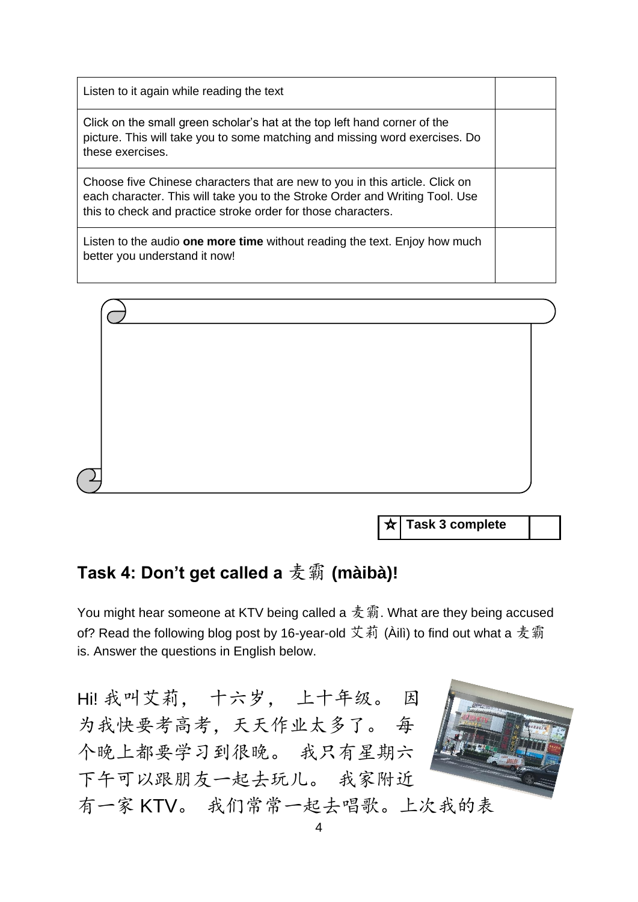| | |
|---|---|
| Listen to it again while reading the text | |
| Click on the small green scholar's hat at the top left hand corner of the picture. This will take you to some matching and missing word exercises. Do these exercises. | |
| Choose five Chinese characters that are new to you in this article. Click on each character. This will take you to the Stroke Order and Writing Tool. Use this to check and practice stroke order for those characters. | |
| Listen to the audio **one more time** without reading the text. Enjoy how much better you understand it now! | |

| ☆ | Task 3 complete | |
|---|---|---|

## Task 4: Don't get called a 麦霸 (màibà)!

You might hear someone at KTV being called a 麦霸. What are they being accused of? Read the following blog post by 16-year-old 艾莉 (Àilì) to find out what a 麦霸 is. Answer the questions in English below.

Hi! 我叫艾莉， 十六岁， 上十年级。 因为我快要考高考，天天作业太多了。 每个晚上都要学习到很晚。 我只有星期六下午可以跟朋友一起去玩儿。 我家附近有一家 KTV。 我们常常一起去唱歌。上次我的表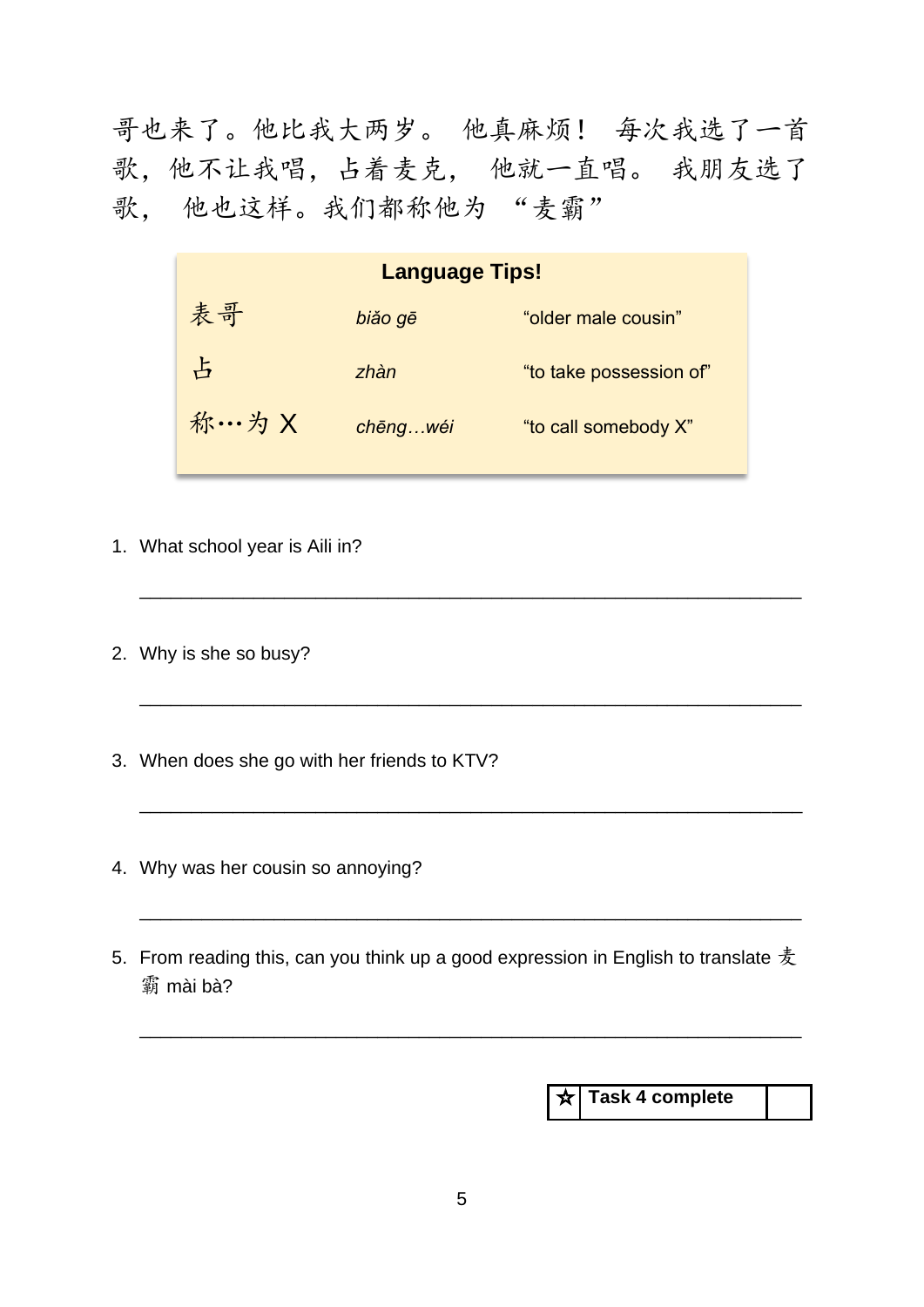哥也来了。他比我大两岁。 他真麻烦！ 每次我选了一首歌，他不让我唱，占着麦克， 他就一直唱。 我朋友选了歌， 他也这样。我们都称他为 “麦霸”

**Language Tips!**

| | | |
|---|---|---|
| 表哥 | *biǎo gē* | “older male cousin” |
| 占 | *zhàn* | “to take possession of” |
| 称…为 X | *chēng…wéi* | “to call somebody X” |

1. What school year is Aili in?

   ______________________________________________________________

2. Why is she so busy?

   ______________________________________________________________

3. When does she go with her friends to KTV?

   ______________________________________________________________

4. Why was her cousin so annoying?

   ______________________________________________________________

5. From reading this, can you think up a good expression in English to translate 麦霸 mài bà?

   ______________________________________________________________

| ☆ | Task 4 complete | |
|---|---|---|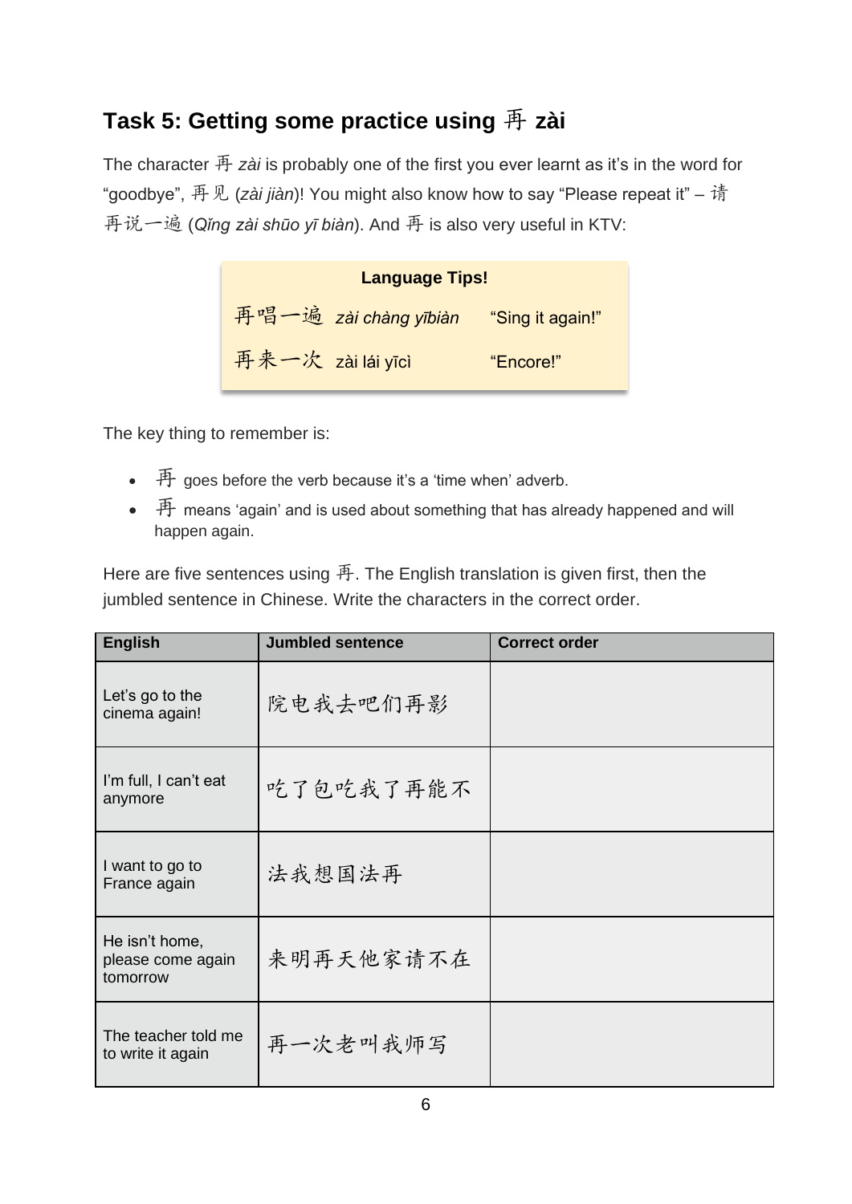## Task 5: Getting some practice using 再 zài

The character 再 *zài* is probably one of the first you ever learnt as it's in the word for "goodbye", 再见 (*zài jiàn*)! You might also know how to say "Please repeat it" – 请再说一遍 (*Qǐng zài shūo yī biàn*). And 再 is also very useful in KTV:

| **Language Tips!** | | |
|---|---|---|
| 再唱一遍 | *zài chàng yībiàn* | "Sing it again!" |
| 再来一次 | zài lái yīcì | "Encore!" |

The key thing to remember is:

- 再 goes before the verb because it's a 'time when' adverb.
- 再 means 'again' and is used about something that has already happened and will happen again.

Here are five sentences using 再. The English translation is given first, then the jumbled sentence in Chinese. Write the characters in the correct order.

| English | Jumbled sentence | Correct order |
|---|---|---|
| Let's go to the cinema again! | 院电我去吧们再影 | |
| I'm full, I can't eat anymore | 吃了包吃我了再能不 | |
| I want to go to France again | 法我想国法再 | |
| He isn't home, please come again tomorrow | 来明再天他家请不在 | |
| The teacher told me to write it again | 再一次老叫我师写 | |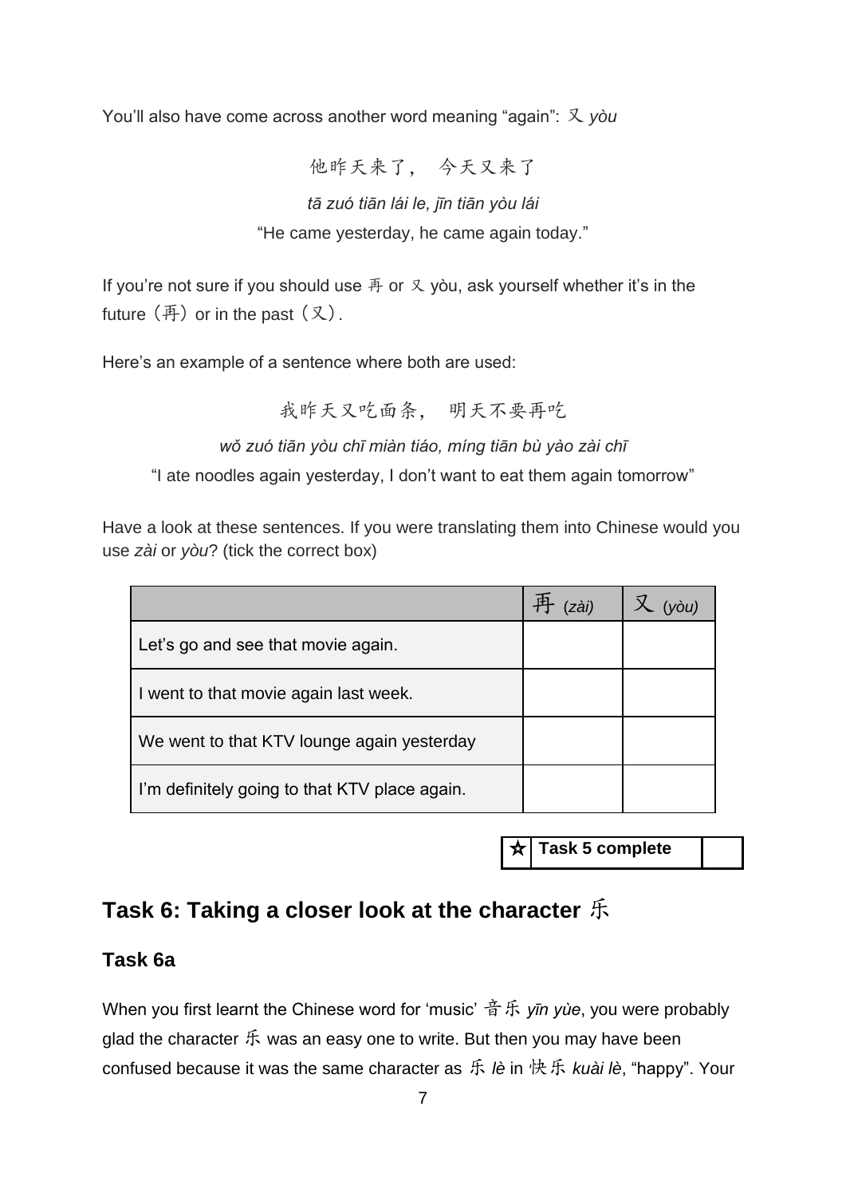You'll also have come across another word meaning "again": 又 *yòu*

他昨天来了， 今天又来了

*tā zuó tiān lái le, jīn tiān yòu lái*

"He came yesterday, he came again today."

If you're not sure if you should use 再 or 又 yòu, ask yourself whether it's in the future（再）or in the past（又）.

Here's an example of a sentence where both are used:

我昨天又吃面条， 明天不要再吃

*wǒ zuó tiān yòu chī miàn tiáo, míng tiān bù yào zài chī*

"I ate noodles again yesterday, I don't want to eat them again tomorrow"

Have a look at these sentences. If you were translating them into Chinese would you use *zài* or *yòu*? (tick the correct box)

| | 再 (*zài*) | 又 (*yòu*) |
|---|---|---|
| Let's go and see that movie again. | | |
| I went to that movie again last week. | | |
| We went to that KTV lounge again yesterday | | |
| I'm definitely going to that KTV place again. | | |

| ☆ | Task 5 complete | |
|---|---|---|

## Task 6: Taking a closer look at the character 乐

### Task 6a

When you first learnt the Chinese word for 'music' 音乐 *yīn yùe*, you were probably glad the character 乐 was an easy one to write. But then you may have been confused because it was the same character as 乐 *lè* in 快乐 *kuài lè*, "happy". Your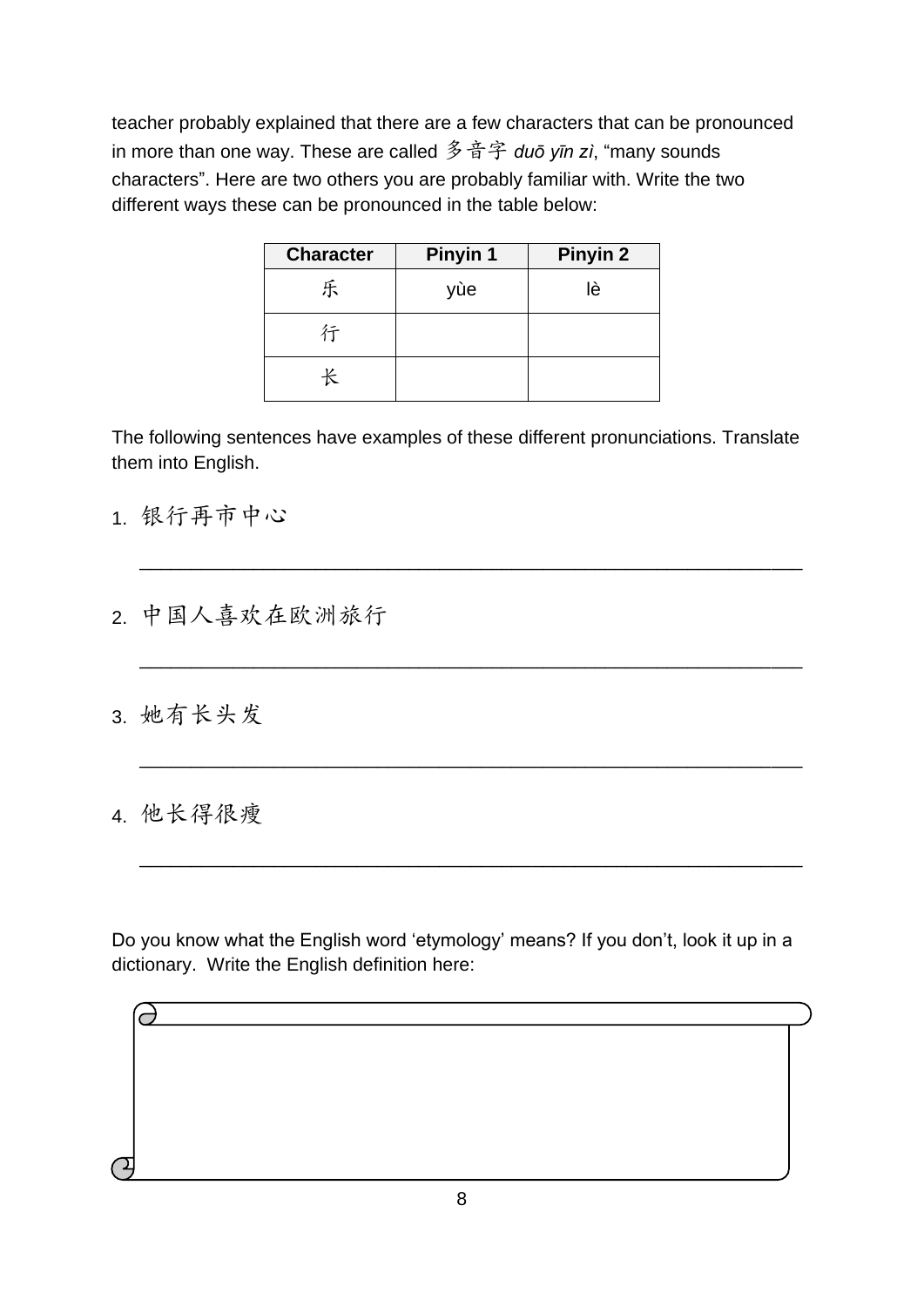teacher probably explained that there are a few characters that can be pronounced in more than one way. These are called 多音字 *duō yīn zì*, "many sounds characters". Here are two others you are probably familiar with. Write the two different ways these can be pronounced in the table below:

| Character | Pinyin 1 | Pinyin 2 |
|---|---|---|
| 乐 | yùe | lè |
| 行 | | |
| 长 | | |

The following sentences have examples of these different pronunciations. Translate them into English.

1. 银行再市中心

   ______________________________________________________________

2. 中国人喜欢在欧洲旅行

   ______________________________________________________________

3. 她有长头发

   ______________________________________________________________

4. 他长得很瘦

   ______________________________________________________________

Do you know what the English word 'etymology' means? If you don't, look it up in a dictionary. Write the English definition here: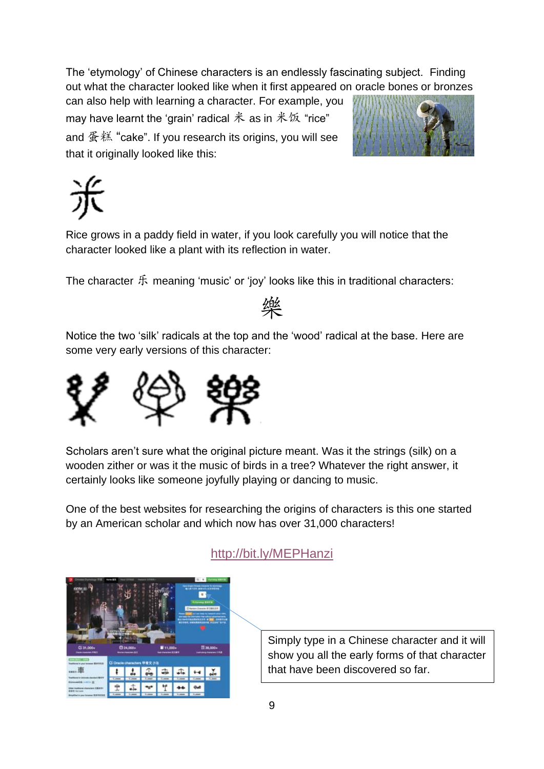The 'etymology' of Chinese characters is an endlessly fascinating subject. Finding out what the character looked like when it first appeared on oracle bones or bronzes can also help with learning a character. For example, you may have learnt the 'grain' radical 米 as in 米饭 "rice" and 蛋糕 "cake". If you research its origins, you will see that it originally looked like this:

Rice grows in a paddy field in water, if you look carefully you will notice that the character looked like a plant with its reflection in water.

The character 乐 meaning 'music' or 'joy' looks like this in traditional characters:

樂

Notice the two 'silk' radicals at the top and the 'wood' radical at the base. Here are some very early versions of this character:

Scholars aren't sure what the original picture meant. Was it the strings (silk) on a wooden zither or was it the music of birds in a tree? Whatever the right answer, it certainly looks like someone joyfully playing or dancing to music.

One of the best websites for researching the origins of characters is this one started by an American scholar and which now has over 31,000 characters!

http://bit.ly/MEPHanzi

Simply type in a Chinese character and it will show you all the early forms of that character that have been discovered so far.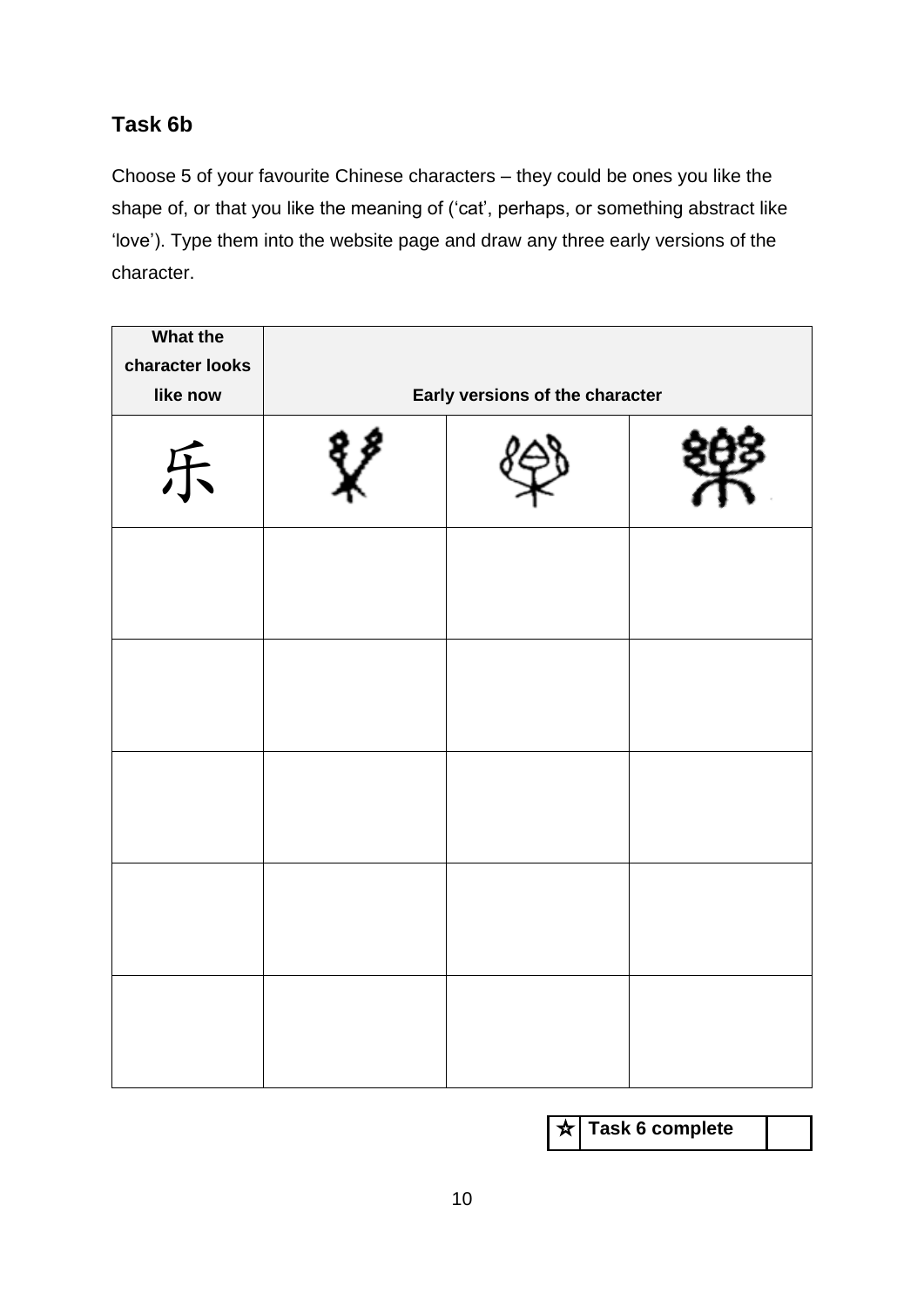## Task 6b

Choose 5 of your favourite Chinese characters – they could be ones you like the shape of, or that you like the meaning of ('cat', perhaps, or something abstract like 'love'). Type them into the website page and draw any three early versions of the character.

| What the character looks like now | Early versions of the character | | |
|---|---|---|---|
| 乐 | | | 樂 |
| | | | |
| | | | |
| | | | |
| | | | |
| | | | |

| ☆ | Task 6 complete | |
|---|---|---|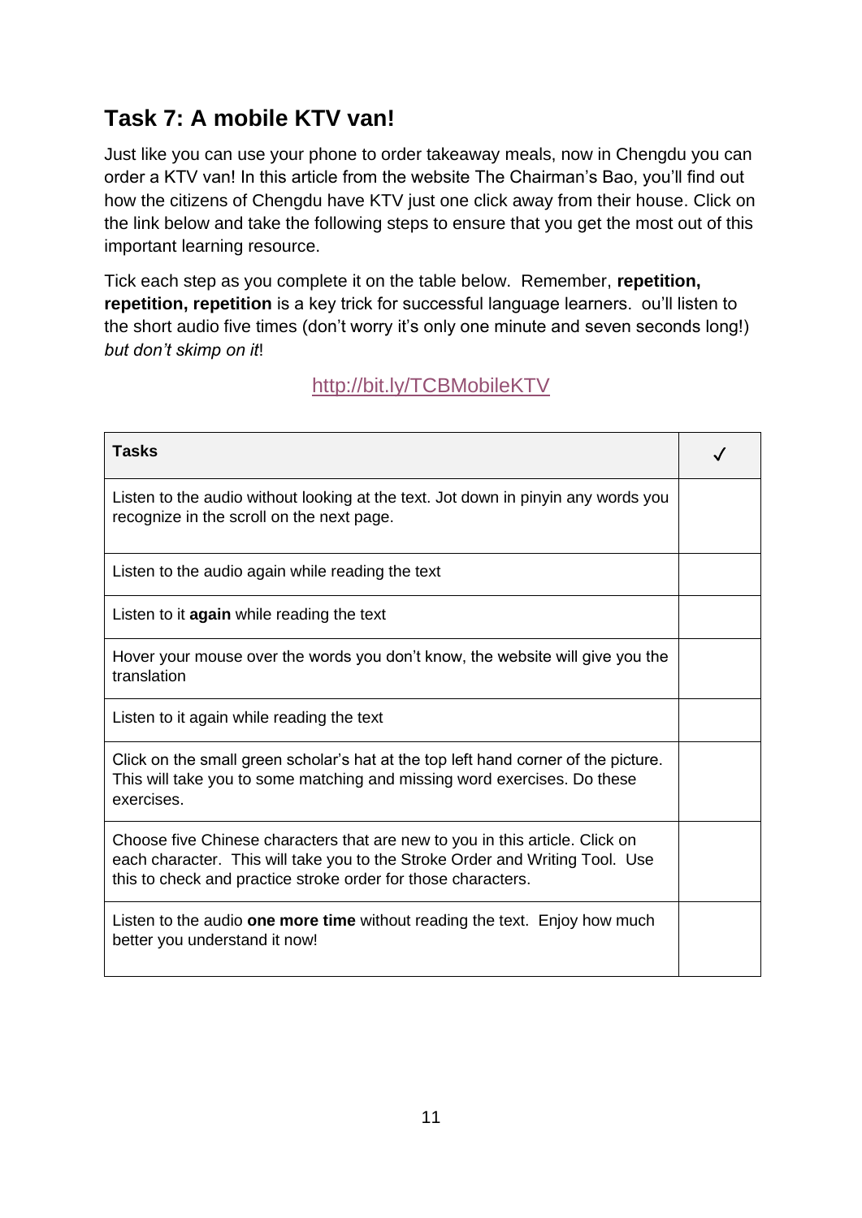## Task 7: A mobile KTV van!

Just like you can use your phone to order takeaway meals, now in Chengdu you can order a KTV van! In this article from the website The Chairman's Bao, you'll find out how the citizens of Chengdu have KTV just one click away from their house. Click on the link below and take the following steps to ensure that you get the most out of this important learning resource.

Tick each step as you complete it on the table below. Remember, **repetition, repetition, repetition** is a key trick for successful language learners. ou'll listen to the short audio five times (don't worry it's only one minute and seven seconds long!) *but don't skimp on it*!

http://bit.ly/TCBMobileKTV

| Tasks | ✓ |
|---|---|
| Listen to the audio without looking at the text. Jot down in pinyin any words you recognize in the scroll on the next page. | |
| Listen to the audio again while reading the text | |
| Listen to it **again** while reading the text | |
| Hover your mouse over the words you don't know, the website will give you the translation | |
| Listen to it again while reading the text | |
| Click on the small green scholar's hat at the top left hand corner of the picture. This will take you to some matching and missing word exercises. Do these exercises. | |
| Choose five Chinese characters that are new to you in this article. Click on each character. This will take you to the Stroke Order and Writing Tool. Use this to check and practice stroke order for those characters. | |
| Listen to the audio **one more time** without reading the text. Enjoy how much better you understand it now! | |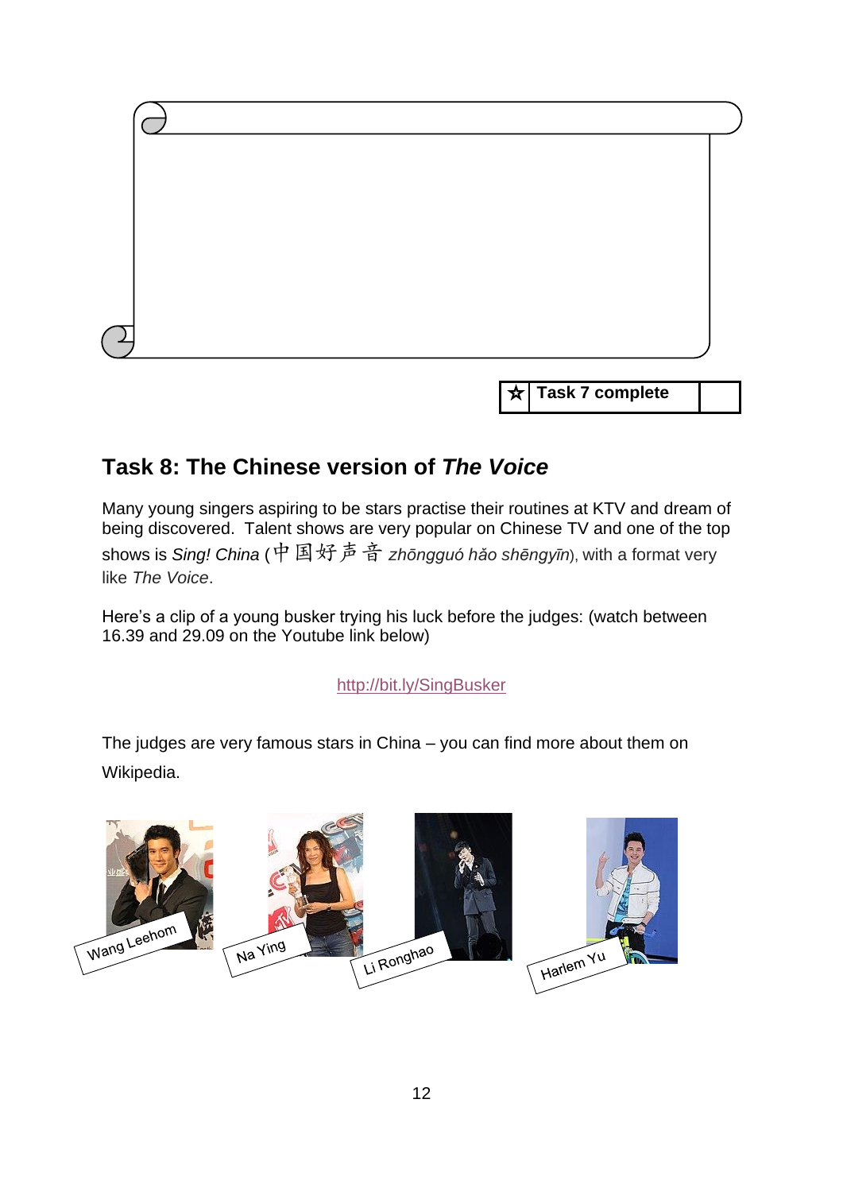☆ Task 7 complete

## Task 8: The Chinese version of *The Voice*

Many young singers aspiring to be stars practise their routines at KTV and dream of being discovered. Talent shows are very popular on Chinese TV and one of the top shows is *Sing! China* (中国好声音 *zhōngguó hǎo shēngyīn*), with a format very like *The Voice*.

Here's a clip of a young busker trying his luck before the judges: (watch between 16.39 and 29.09 on the Youtube link below)

http://bit.ly/SingBusker

The judges are very famous stars in China – you can find more about them on Wikipedia.

Wang Leehom

Na Ying

Li Ronghao

Harlem Yu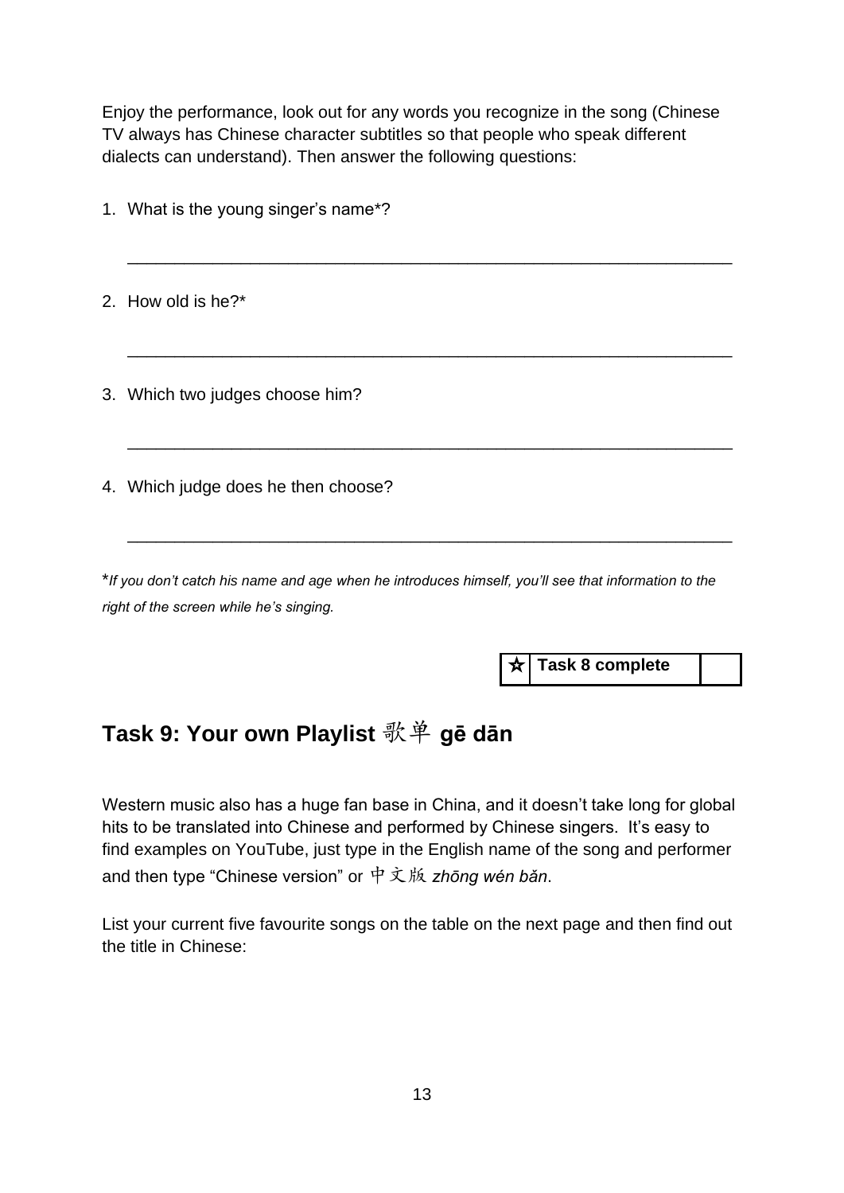Enjoy the performance, look out for any words you recognize in the song (Chinese TV always has Chinese character subtitles so that people who speak different dialects can understand). Then answer the following questions:

1. What is the young singer's name*?

   ______________________________________________________________

2. How old is he?*

   ______________________________________________________________

3. Which two judges choose him?

   ______________________________________________________________

4. Which judge does he then choose?

   ______________________________________________________________

**If you don't catch his name and age when he introduces himself, you'll see that information to the right of the screen while he's singing.*

| ☆ | **Task 8 complete** | |
|---|---|---|

## Task 9: Your own Playlist 歌单 gē dān

Western music also has a huge fan base in China, and it doesn't take long for global hits to be translated into Chinese and performed by Chinese singers. It's easy to find examples on YouTube, just type in the English name of the song and performer and then type "Chinese version" or 中文版 *zhōng wén bǎn*.

List your current five favourite songs on the table on the next page and then find out the title in Chinese: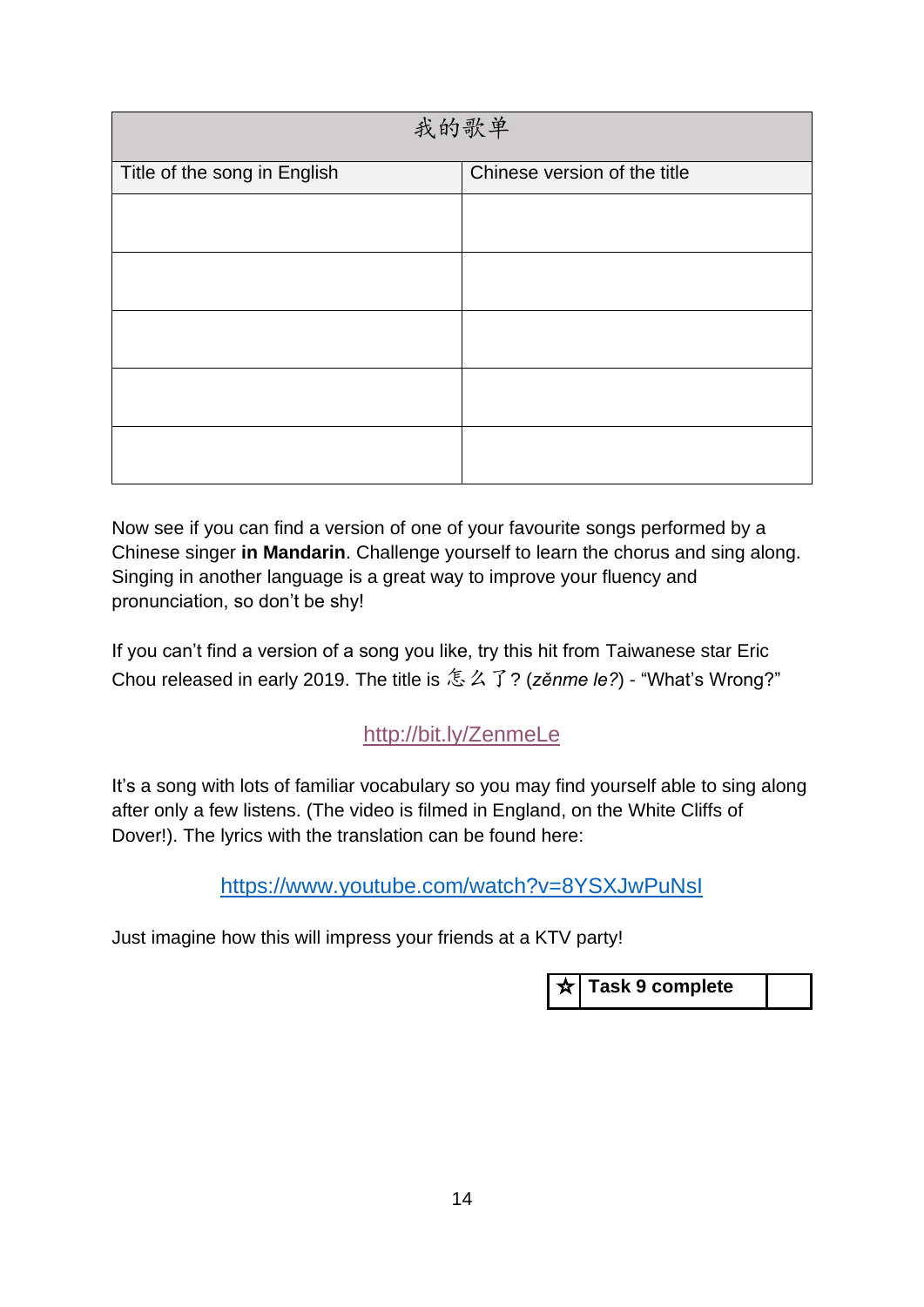| 我的歌单 | |
|---|---|
| Title of the song in English | Chinese version of the title |
| | |
| | |
| | |
| | |
| | |

Now see if you can find a version of one of your favourite songs performed by a Chinese singer **in Mandarin**. Challenge yourself to learn the chorus and sing along. Singing in another language is a great way to improve your fluency and pronunciation, so don't be shy!

If you can't find a version of a song you like, try this hit from Taiwanese star Eric Chou released in early 2019. The title is 怎么了? (*zěnme le?*) - "What's Wrong?"

http://bit.ly/ZenmeLe

It's a song with lots of familiar vocabulary so you may find yourself able to sing along after only a few listens. (The video is filmed in England, on the White Cliffs of Dover!). The lyrics with the translation can be found here:

https://www.youtube.com/watch?v=8YSXJwPuNsI

Just imagine how this will impress your friends at a KTV party!

| ☆ | **Task 9 complete** | |
|---|---|---|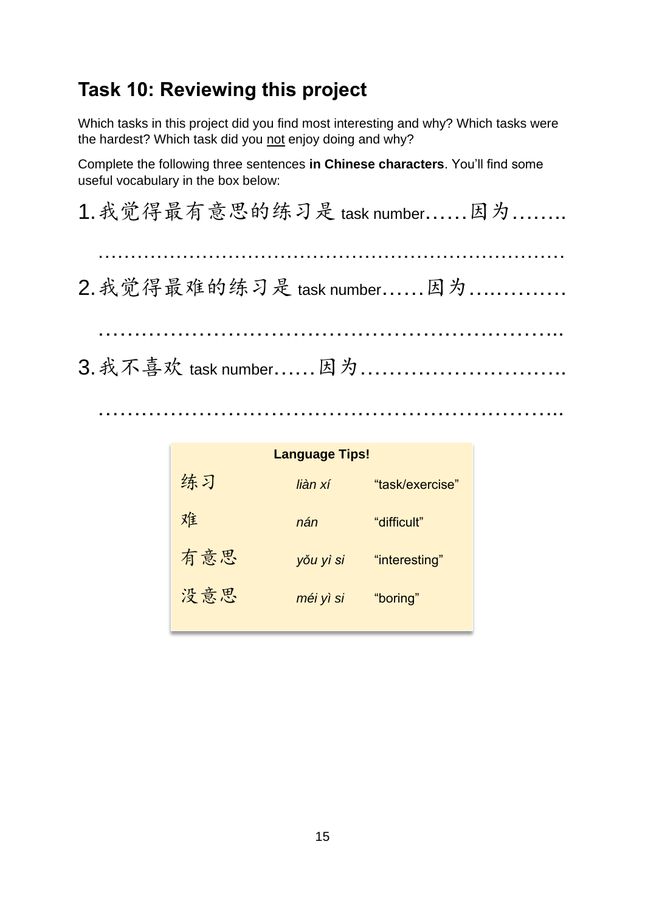## Task 10: Reviewing this project

Which tasks in this project did you find most interesting and why? Which tasks were the hardest? Which task did you not enjoy doing and why?

Complete the following three sentences **in Chinese characters**. You'll find some useful vocabulary in the box below:

1. 我觉得最有意思的练习是 task number……因为……..

   ………………………………………………………………

2. 我觉得最难的练习是 task number……因为…..………

   ………………………………………………………….

3. 我不喜欢 task number……因为………………………..

   ………………………………………………………….

| Language Tips! | | |
|---|---|---|
| 练习 | *liàn xí* | "task/exercise" |
| 难 | *nán* | "difficult" |
| 有意思 | *yǒu yì si* | "interesting" |
| 没意思 | *méi yì si* | "boring" |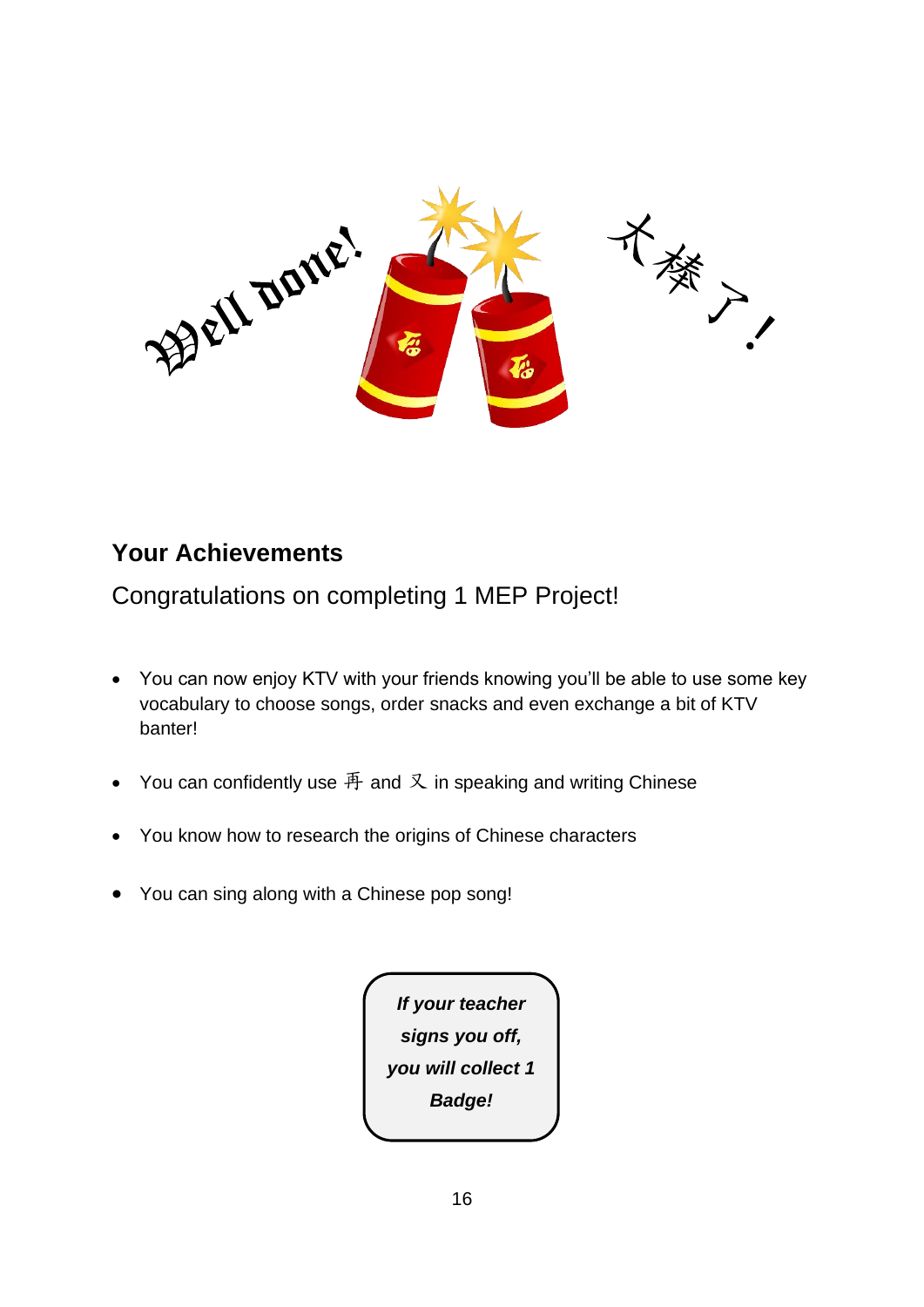Well done!

太棒了！

## Your Achievements

Congratulations on completing 1 MEP Project!

- You can now enjoy KTV with your friends knowing you'll be able to use some key vocabulary to choose songs, order snacks and even exchange a bit of KTV banter!
- You can confidently use 再 and 又 in speaking and writing Chinese
- You know how to research the origins of Chinese characters
- You can sing along with a Chinese pop song!

***If your teacher signs you off, you will collect 1 Badge!***